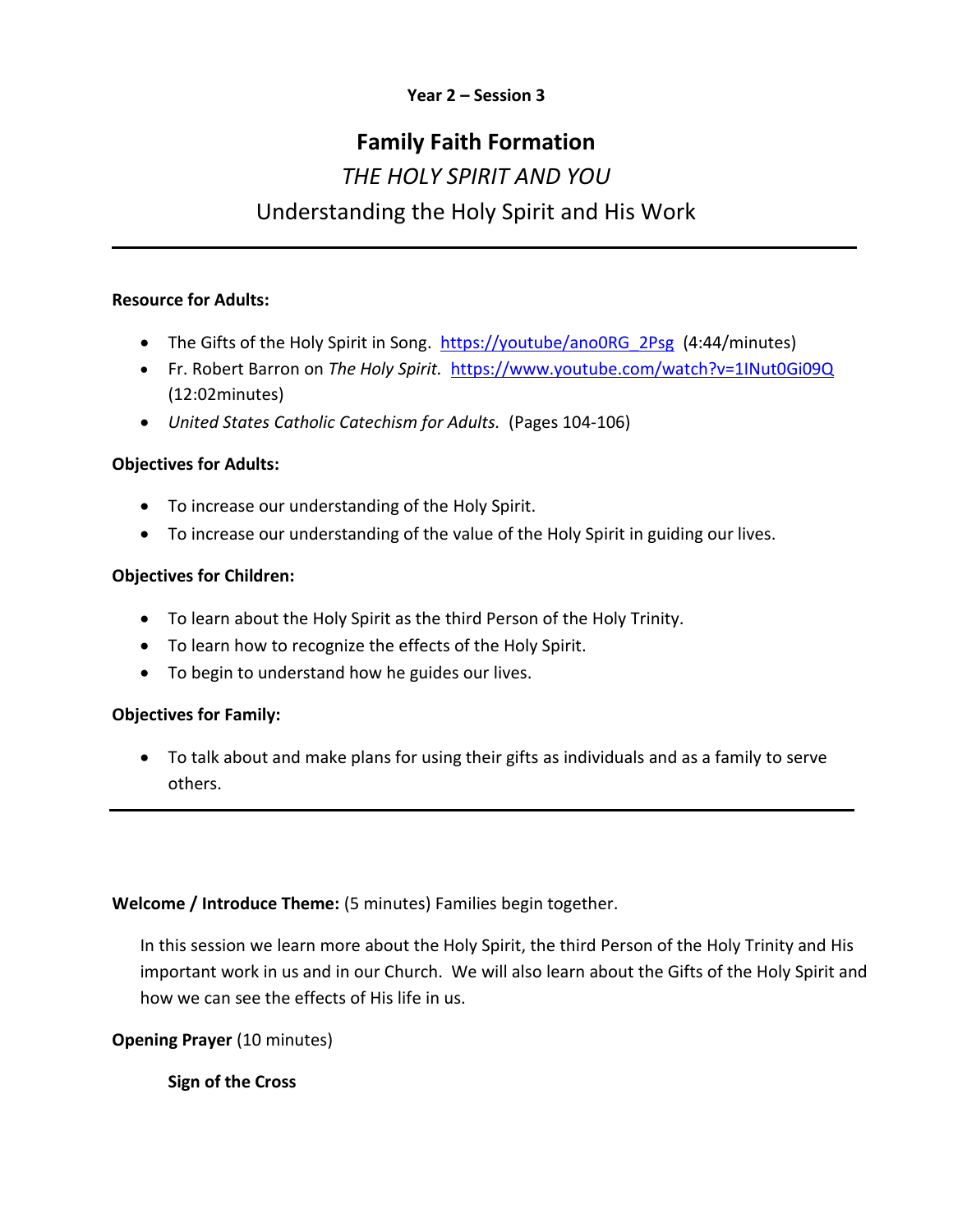**Year 2 – Session 3**

# Family Faith Formation

## *THE HOLY SPIRIT AND YOU*

## Understanding the Holy Spirit and His Work

---

**Resource for Adults:**

- The Gifts of the Holy Spirit in Song. https://youtube/ano0RG_2Psg (4:44/minutes)
- Fr. Robert Barron on *The Holy Spirit.* https://www.youtube.com/watch?v=1INut0Gi09Q (12:02minutes)
- *United States Catholic Catechism for Adults.* (Pages 104-106)

**Objectives for Adults:**

- To increase our understanding of the Holy Spirit.
- To increase our understanding of the value of the Holy Spirit in guiding our lives.

**Objectives for Children:**

- To learn about the Holy Spirit as the third Person of the Holy Trinity.
- To learn how to recognize the effects of the Holy Spirit.
- To begin to understand how he guides our lives.

**Objectives for Family:**

- To talk about and make plans for using their gifts as individuals and as a family to serve others.

---

**Welcome / Introduce Theme:** (5 minutes) Families begin together.

In this session we learn more about the Holy Spirit, the third Person of the Holy Trinity and His important work in us and in our Church. We will also learn about the Gifts of the Holy Spirit and how we can see the effects of His life in us.

**Opening Prayer** (10 minutes)

**Sign of the Cross**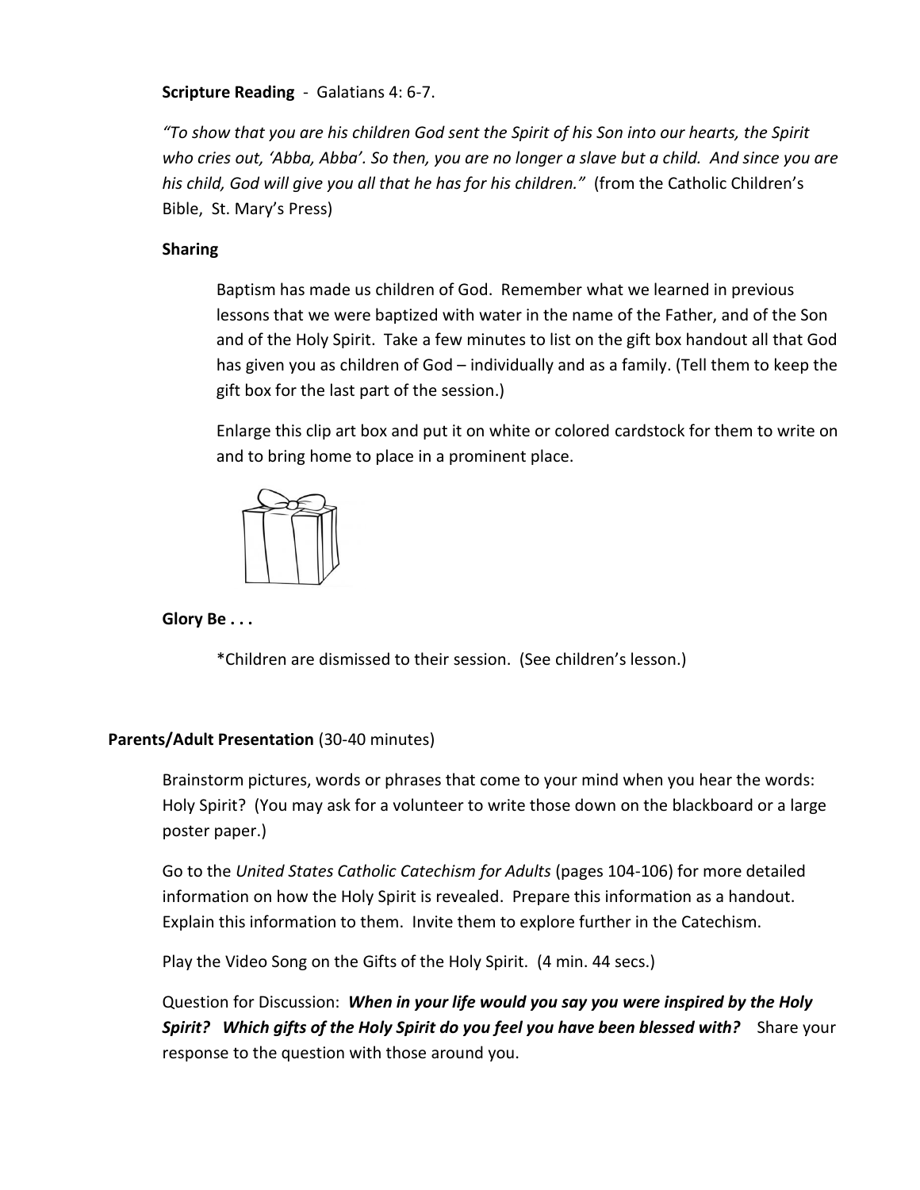**Scripture Reading** - Galatians 4: 6-7.

*"To show that you are his children God sent the Spirit of his Son into our hearts, the Spirit who cries out, 'Abba, Abba'. So then, you are no longer a slave but a child. And since you are his child, God will give you all that he has for his children."* (from the Catholic Children's Bible, St. Mary's Press)

**Sharing**

Baptism has made us children of God. Remember what we learned in previous lessons that we were baptized with water in the name of the Father, and of the Son and of the Holy Spirit. Take a few minutes to list on the gift box handout all that God has given you as children of God – individually and as a family. (Tell them to keep the gift box for the last part of the session.)

Enlarge this clip art box and put it on white or colored cardstock for them to write on and to bring home to place in a prominent place.

**Glory Be . . .**

*Children are dismissed to their session. (See children's lesson.)

**Parents/Adult Presentation** (30-40 minutes)

Brainstorm pictures, words or phrases that come to your mind when you hear the words: Holy Spirit? (You may ask for a volunteer to write those down on the blackboard or a large poster paper.)

Go to the *United States Catholic Catechism for Adults* (pages 104-106) for more detailed information on how the Holy Spirit is revealed. Prepare this information as a handout. Explain this information to them. Invite them to explore further in the Catechism.

Play the Video Song on the Gifts of the Holy Spirit. (4 min. 44 secs.)

Question for Discussion: ***When in your life would you say you were inspired by the Holy Spirit? Which gifts of the Holy Spirit do you feel you have been blessed with?*** Share your response to the question with those around you.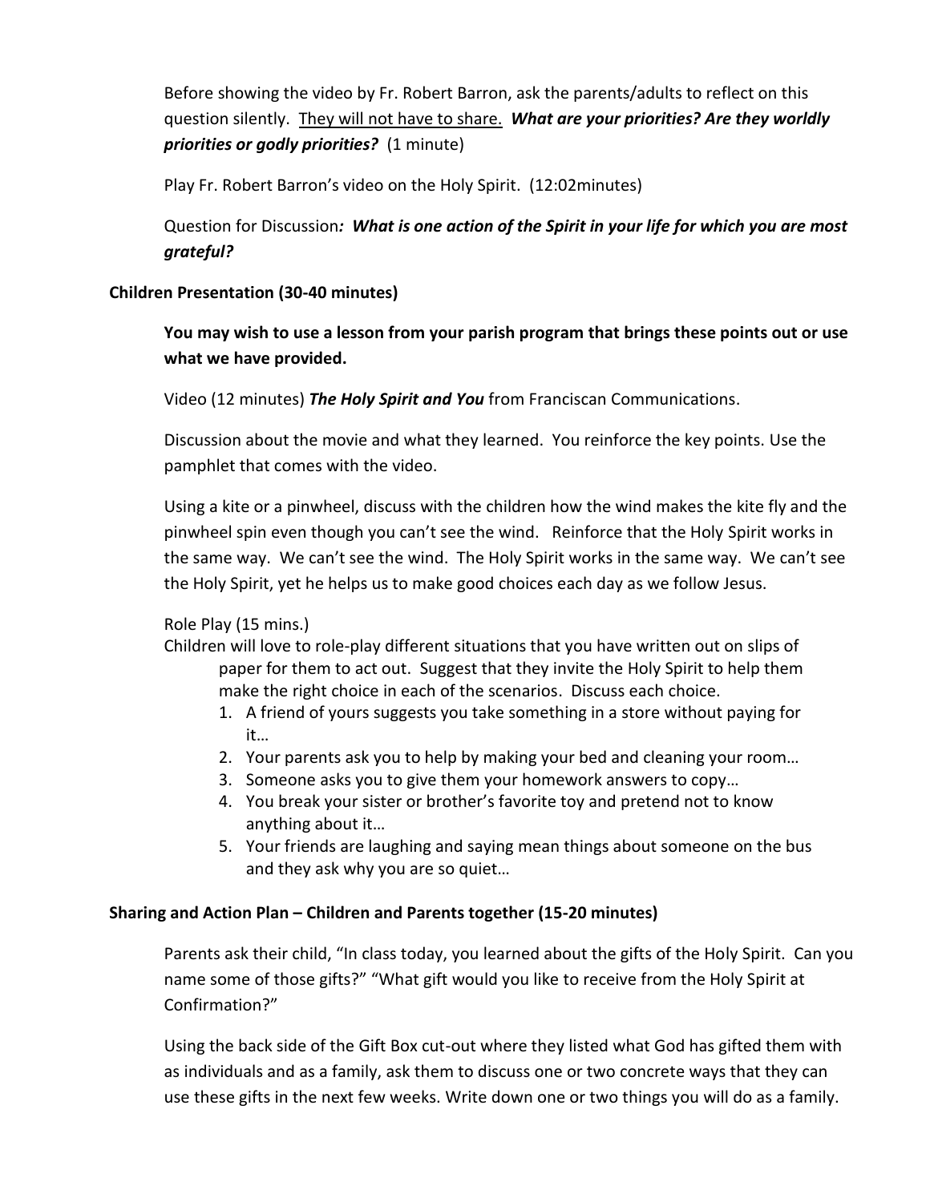Before showing the video by Fr. Robert Barron, ask the parents/adults to reflect on this question silently. <u>They will not have to share.</u> ***What are your priorities? Are they worldly priorities or godly priorities?*** (1 minute)

Play Fr. Robert Barron's video on the Holy Spirit. (12:02minutes)

Question for Discussion***: What is one action of the Spirit in your life for which you are most grateful?***

**Children Presentation (30-40 minutes)**

**You may wish to use a lesson from your parish program that brings these points out or use what we have provided.**

Video (12 minutes) ***The Holy Spirit and You*** from Franciscan Communications.

Discussion about the movie and what they learned. You reinforce the key points. Use the pamphlet that comes with the video.

Using a kite or a pinwheel, discuss with the children how the wind makes the kite fly and the pinwheel spin even though you can't see the wind. Reinforce that the Holy Spirit works in the same way. We can't see the wind. The Holy Spirit works in the same way. We can't see the Holy Spirit, yet he helps us to make good choices each day as we follow Jesus.

Role Play (15 mins.)

Children will love to role-play different situations that you have written out on slips of paper for them to act out. Suggest that they invite the Holy Spirit to help them make the right choice in each of the scenarios. Discuss each choice.

1. A friend of yours suggests you take something in a store without paying for it…
2. Your parents ask you to help by making your bed and cleaning your room…
3. Someone asks you to give them your homework answers to copy…
4. You break your sister or brother's favorite toy and pretend not to know anything about it…
5. Your friends are laughing and saying mean things about someone on the bus and they ask why you are so quiet…

**Sharing and Action Plan – Children and Parents together (15-20 minutes)**

Parents ask their child, "In class today, you learned about the gifts of the Holy Spirit. Can you name some of those gifts?" "What gift would you like to receive from the Holy Spirit at Confirmation?"

Using the back side of the Gift Box cut-out where they listed what God has gifted them with as individuals and as a family, ask them to discuss one or two concrete ways that they can use these gifts in the next few weeks. Write down one or two things you will do as a family.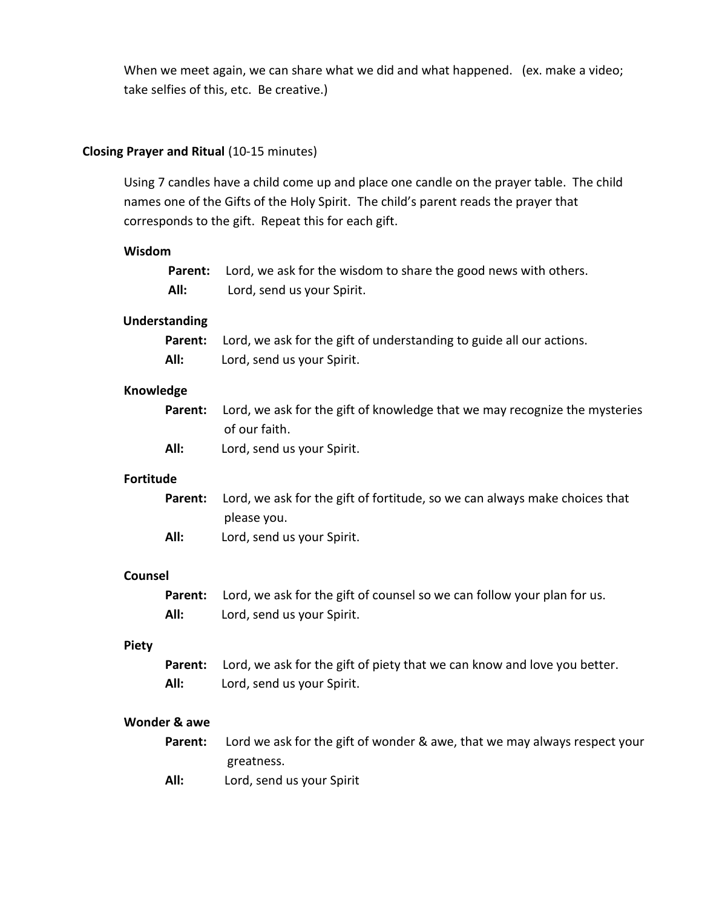When we meet again, we can share what we did and what happened. (ex. make a video; take selfies of this, etc. Be creative.)

**Closing Prayer and Ritual** (10-15 minutes)

Using 7 candles have a child come up and place one candle on the prayer table. The child names one of the Gifts of the Holy Spirit. The child's parent reads the prayer that corresponds to the gift. Repeat this for each gift.

**Wisdom**

**Parent:** Lord, we ask for the wisdom to share the good news with others.
**All:** Lord, send us your Spirit.

**Understanding**

**Parent:** Lord, we ask for the gift of understanding to guide all our actions.
**All:** Lord, send us your Spirit.

**Knowledge**

**Parent:** Lord, we ask for the gift of knowledge that we may recognize the mysteries of our faith.
**All:** Lord, send us your Spirit.

**Fortitude**

**Parent:** Lord, we ask for the gift of fortitude, so we can always make choices that please you.
**All:** Lord, send us your Spirit.

**Counsel**

**Parent:** Lord, we ask for the gift of counsel so we can follow your plan for us.
**All:** Lord, send us your Spirit.

**Piety**

**Parent:** Lord, we ask for the gift of piety that we can know and love you better.
**All:** Lord, send us your Spirit.

**Wonder & awe**

**Parent:** Lord we ask for the gift of wonder & awe, that we may always respect your greatness.
**All:** Lord, send us your Spirit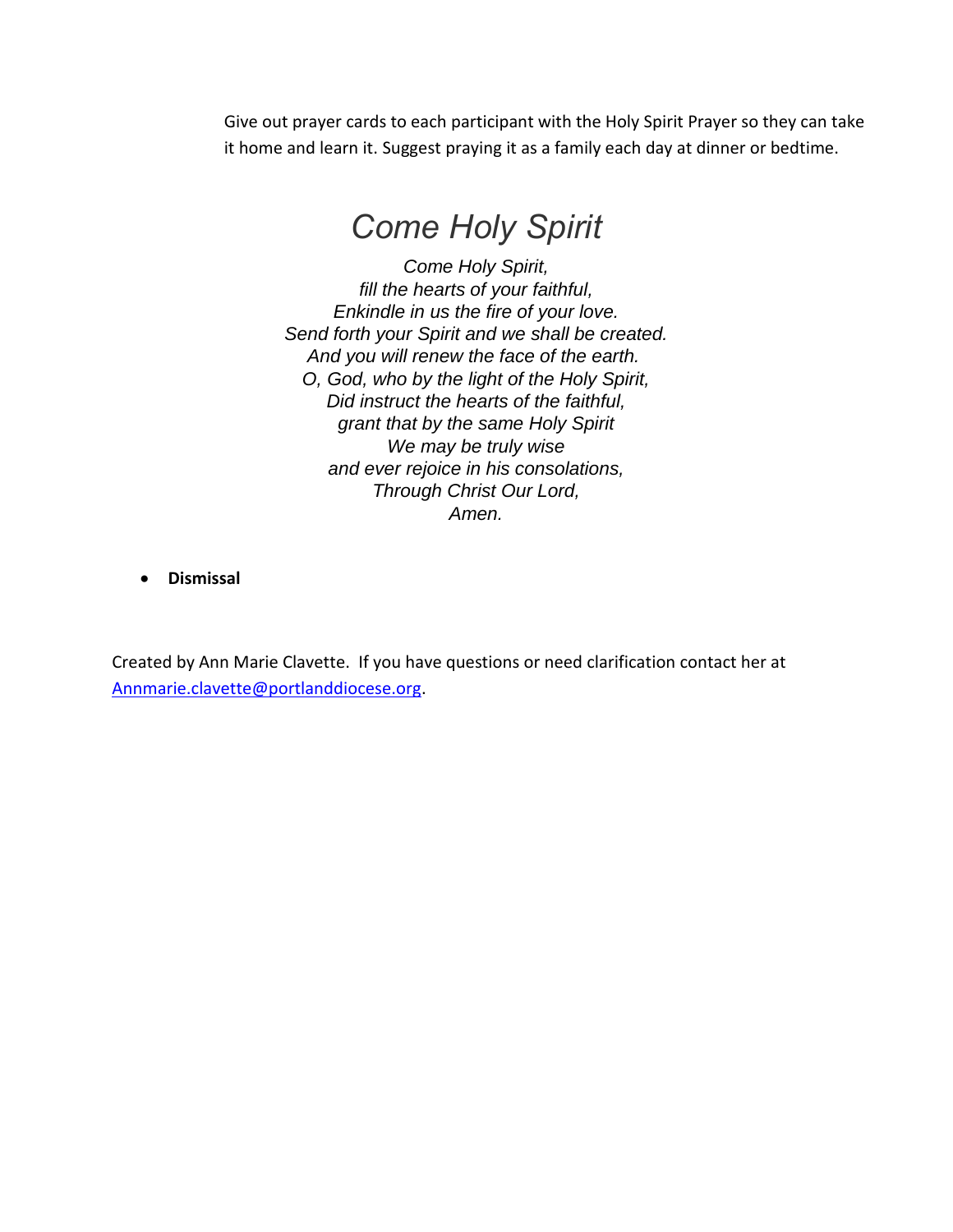Give out prayer cards to each participant with the Holy Spirit Prayer so they can take it home and learn it. Suggest praying it as a family each day at dinner or bedtime.

## *Come Holy Spirit*

*Come Holy Spirit,*
*fill the hearts of your faithful,*
*Enkindle in us the fire of your love.*
*Send forth your Spirit and we shall be created.*
*And you will renew the face of the earth.*
*O, God, who by the light of the Holy Spirit,*
*Did instruct the hearts of the faithful,*
*grant that by the same Holy Spirit*
*We may be truly wise*
*and ever rejoice in his consolations,*
*Through Christ Our Lord,*
*Amen.*

- **Dismissal**

Created by Ann Marie Clavette. If you have questions or need clarification contact her at [Annmarie.clavette@portlanddiocese.org](mailto:Annmarie.clavette@portlanddiocese.org).